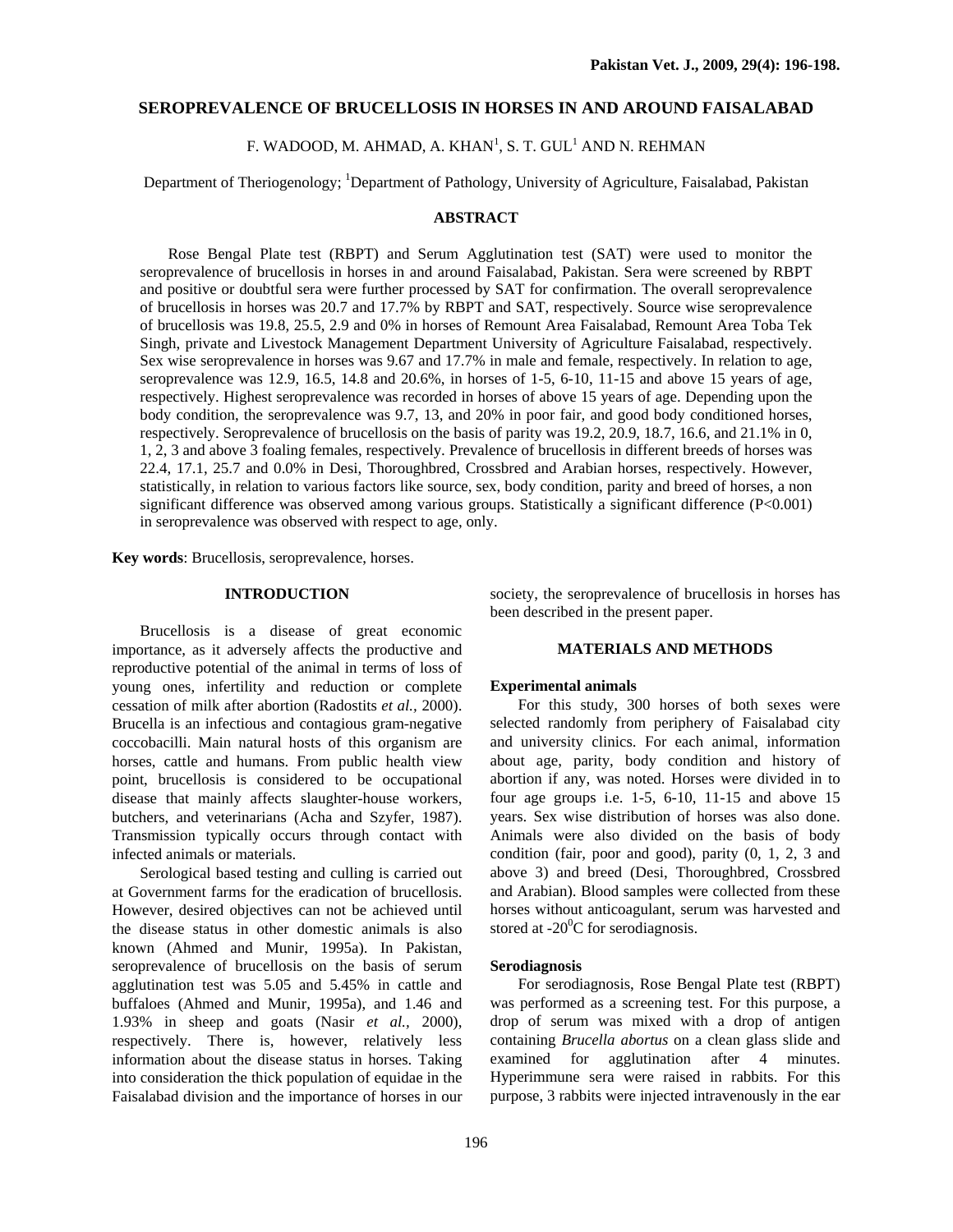# SEROPREVALENCE OF BRUCELLOSIS IN HORSES IN AND AROUND FAISALABAD

F. WADOOD, M. AHMAD, A. KHAN[1], S. T. GUL[1] AND N. REHMAN

Department of Theriogenology; [1]Department of Pathology, University of Agriculture, Faisalabad, Pakistan

## ABSTRACT

Rose Bengal Plate test (RBPT) and Serum Agglutination test (SAT) were used to monitor the seroprevalence of brucellosis in horses in and around Faisalabad, Pakistan. Sera were screened by RBPT and positive or doubtful sera were further processed by SAT for confirmation. The overall seroprevalence of brucellosis in horses was 20.7 and 17.7% by RBPT and SAT, respectively. Source wise seroprevalence of brucellosis was 19.8, 25.5, 2.9 and 0% in horses of Remount Area Faisalabad, Remount Area Toba Tek Singh, private and Livestock Management Department University of Agriculture Faisalabad, respectively. Sex wise seroprevalence in horses was 9.67 and 17.7% in male and female, respectively. In relation to age, seroprevalence was 12.9, 16.5, 14.8 and 20.6%, in horses of 1-5, 6-10, 11-15 and above 15 years of age, respectively. Highest seroprevalence was recorded in horses of above 15 years of age. Depending upon the body condition, the seroprevalence was 9.7, 13, and 20% in poor fair, and good body conditioned horses, respectively. Seroprevalence of brucellosis on the basis of parity was 19.2, 20.9, 18.7, 16.6, and 21.1% in 0, 1, 2, 3 and above 3 foaling females, respectively. Prevalence of brucellosis in different breeds of horses was 22.4, 17.1, 25.7 and 0.0% in Desi, Thoroughbred, Crossbred and Arabian horses, respectively. However, statistically, in relation to various factors like source, sex, body condition, parity and breed of horses, a non significant difference was observed among various groups. Statistically a significant difference ($P<0.001$) in seroprevalence was observed with respect to age, only.

**Key words**: Brucellosis, seroprevalence, horses.

## INTRODUCTION

Brucellosis is a disease of great economic importance, as it adversely affects the productive and reproductive potential of the animal in terms of loss of young ones, infertility and reduction or complete cessation of milk after abortion (Radostits *et al.,* 2000). Brucella is an infectious and contagious gram-negative coccobacilli. Main natural hosts of this organism are horses, cattle and humans. From public health view point, brucellosis is considered to be occupational disease that mainly affects slaughter-house workers, butchers, and veterinarians (Acha and Szyfer, 1987). Transmission typically occurs through contact with infected animals or materials.

Serological based testing and culling is carried out at Government farms for the eradication of brucellosis. However, desired objectives can not be achieved until the disease status in other domestic animals is also known (Ahmed and Munir, 1995a). In Pakistan, seroprevalence of brucellosis on the basis of serum agglutination test was 5.05 and 5.45% in cattle and buffaloes (Ahmed and Munir, 1995a), and 1.46 and 1.93% in sheep and goats (Nasir *et al.,* 2000), respectively. There is, however, relatively less information about the disease status in horses. Taking into consideration the thick population of equidae in the Faisalabad division and the importance of horses in our society, the seroprevalence of brucellosis in horses has been described in the present paper.

## MATERIALS AND METHODS

### Experimental animals

For this study, 300 horses of both sexes were selected randomly from periphery of Faisalabad city and university clinics. For each animal, information about age, parity, body condition and history of abortion if any, was noted. Horses were divided in to four age groups i.e. 1-5, 6-10, 11-15 and above 15 years. Sex wise distribution of horses was also done. Animals were also divided on the basis of body condition (fair, poor and good), parity (0, 1, 2, 3 and above 3) and breed (Desi, Thoroughbred, Crossbred and Arabian). Blood samples were collected from these horses without anticoagulant, serum was harvested and stored at $-20^0$C for serodiagnosis.

### Serodiagnosis

For serodiagnosis, Rose Bengal Plate test (RBPT) was performed as a screening test. For this purpose, a drop of serum was mixed with a drop of antigen containing *Brucella abortus* on a clean glass slide and examined for agglutination after 4 minutes. Hyperimmune sera were raised in rabbits. For this purpose, 3 rabbits were injected intravenously in the ear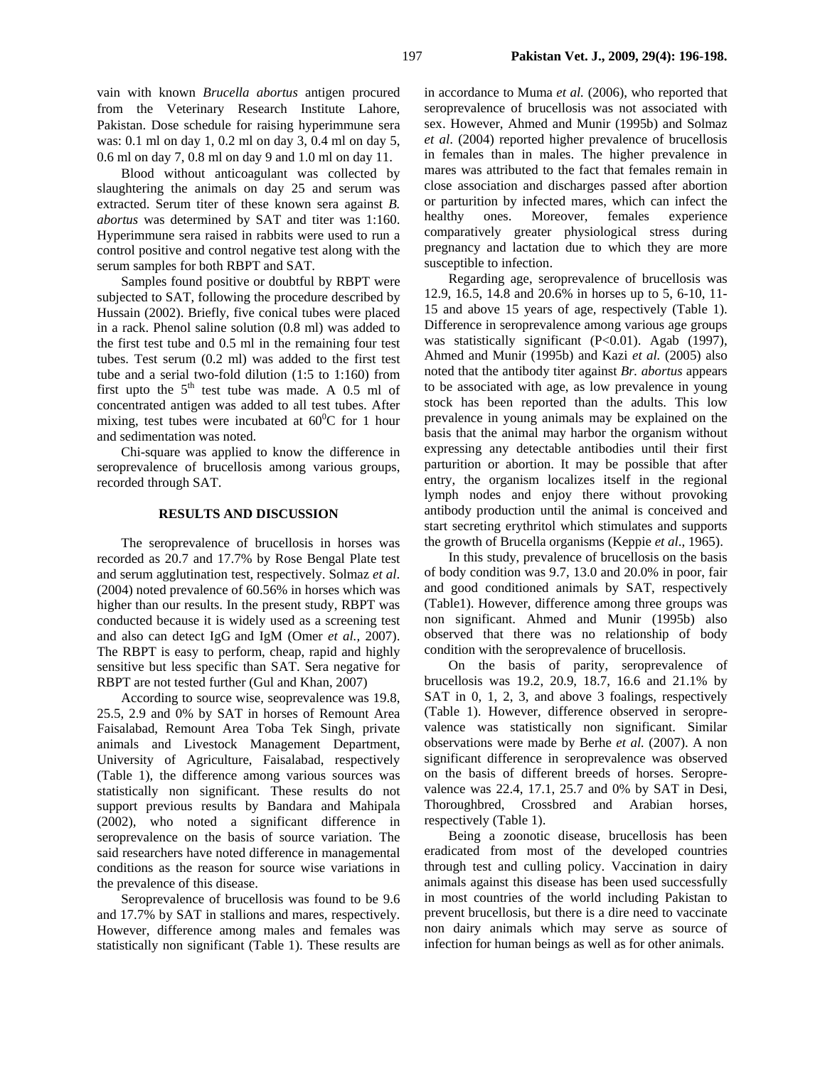vain with known *Brucella abortus* antigen procured from the Veterinary Research Institute Lahore, Pakistan. Dose schedule for raising hyperimmune sera was: 0.1 ml on day 1, 0.2 ml on day 3, 0.4 ml on day 5, 0.6 ml on day 7, 0.8 ml on day 9 and 1.0 ml on day 11.

Blood without anticoagulant was collected by slaughtering the animals on day 25 and serum was extracted. Serum titer of these known sera against *B. abortus* was determined by SAT and titer was 1:160. Hyperimmune sera raised in rabbits were used to run a control positive and control negative test along with the serum samples for both RBPT and SAT.

Samples found positive or doubtful by RBPT were subjected to SAT, following the procedure described by Hussain (2002). Briefly, five conical tubes were placed in a rack. Phenol saline solution (0.8 ml) was added to the first test tube and 0.5 ml in the remaining four test tubes. Test serum (0.2 ml) was added to the first test tube and a serial two-fold dilution (1:5 to 1:160) from first upto the 5th test tube was made. A 0.5 ml of concentrated antigen was added to all test tubes. After mixing, test tubes were incubated at $60^0$C for 1 hour and sedimentation was noted.

Chi-square was applied to know the difference in seroprevalence of brucellosis among various groups, recorded through SAT.

## RESULTS AND DISCUSSION

The seroprevalence of brucellosis in horses was recorded as 20.7 and 17.7% by Rose Bengal Plate test and serum agglutination test, respectively. Solmaz *et al*. (2004) noted prevalence of 60.56% in horses which was higher than our results. In the present study, RBPT was conducted because it is widely used as a screening test and also can detect IgG and IgM (Omer *et al.,* 2007). The RBPT is easy to perform, cheap, rapid and highly sensitive but less specific than SAT. Sera negative for RBPT are not tested further (Gul and Khan, 2007)

According to source wise, seoprevalence was 19.8, 25.5, 2.9 and 0% by SAT in horses of Remount Area Faisalabad, Remount Area Toba Tek Singh, private animals and Livestock Management Department, University of Agriculture, Faisalabad, respectively (Table 1), the difference among various sources was statistically non significant. These results do not support previous results by Bandara and Mahipala (2002), who noted a significant difference in seroprevalence on the basis of source variation. The said researchers have noted difference in managemental conditions as the reason for source wise variations in the prevalence of this disease.

Seroprevalence of brucellosis was found to be 9.6 and 17.7% by SAT in stallions and mares, respectively. However, difference among males and females was statistically non significant (Table 1). These results are in accordance to Muma *et al.* (2006), who reported that seroprevalence of brucellosis was not associated with sex. However, Ahmed and Munir (1995b) and Solmaz *et al*. (2004) reported higher prevalence of brucellosis in females than in males. The higher prevalence in mares was attributed to the fact that females remain in close association and discharges passed after abortion or parturition by infected mares, which can infect the healthy ones. Moreover, females experience comparatively greater physiological stress during pregnancy and lactation due to which they are more susceptible to infection.

Regarding age, seroprevalence of brucellosis was 12.9, 16.5, 14.8 and 20.6% in horses up to 5, 6-10, 11-15 and above 15 years of age, respectively (Table 1). Difference in seroprevalence among various age groups was statistically significant ($P<0.01$). Agab (1997), Ahmed and Munir (1995b) and Kazi *et al.* (2005) also noted that the antibody titer against *Br. abortus* appears to be associated with age, as low prevalence in young stock has been reported than the adults. This low prevalence in young animals may be explained on the basis that the animal may harbor the organism without expressing any detectable antibodies until their first parturition or abortion. It may be possible that after entry, the organism localizes itself in the regional lymph nodes and enjoy there without provoking antibody production until the animal is conceived and start secreting erythritol which stimulates and supports the growth of Brucella organisms (Keppie *et al*., 1965).

In this study, prevalence of brucellosis on the basis of body condition was 9.7, 13.0 and 20.0% in poor, fair and good conditioned animals by SAT, respectively (Table1). However, difference among three groups was non significant. Ahmed and Munir (1995b) also observed that there was no relationship of body condition with the seroprevalence of brucellosis.

On the basis of parity, seroprevalence of brucellosis was 19.2, 20.9, 18.7, 16.6 and 21.1% by SAT in 0, 1, 2, 3, and above 3 foalings, respectively (Table 1). However, difference observed in seroprevalence was statistically non significant. Similar observations were made by Berhe *et al.* (2007). A non significant difference in seroprevalence was observed on the basis of different breeds of horses. Seroprevalence was 22.4, 17.1, 25.7 and 0% by SAT in Desi, Thoroughbred, Crossbred and Arabian horses, respectively (Table 1).

Being a zoonotic disease, brucellosis has been eradicated from most of the developed countries through test and culling policy. Vaccination in dairy animals against this disease has been used successfully in most countries of the world including Pakistan to prevent brucellosis, but there is a dire need to vaccinate non dairy animals which may serve as source of infection for human beings as well as for other animals.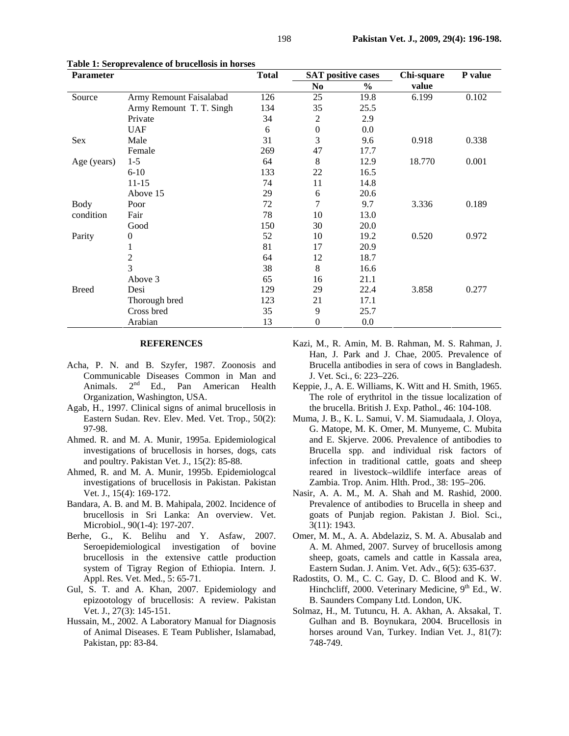**Table 1: Seroprevalence of brucellosis in horses**

| Parameter | | Total | SAT positive cases | | Chi-square value | P value |
|---|---|---|---|---|---|---|
| | | | No | % | | |
| Source | Army Remount Faisalabad | 126 | 25 | 19.8 | 6.199 | 0.102 |
| | Army Remount T. T. Singh | 134 | 35 | 25.5 | | |
| | Private | 34 | 2 | 2.9 | | |
| | UAF | 6 | 0 | 0.0 | | |
| Sex | Male | 31 | 3 | 9.6 | 0.918 | 0.338 |
| | Female | 269 | 47 | 17.7 | | |
| Age (years) | 1-5 | 64 | 8 | 12.9 | 18.770 | 0.001 |
| | 6-10 | 133 | 22 | 16.5 | | |
| | 11-15 | 74 | 11 | 14.8 | | |
| | Above 15 | 29 | 6 | 20.6 | | |
| Body condition | Poor | 72 | 7 | 9.7 | 3.336 | 0.189 |
| | Fair | 78 | 10 | 13.0 | | |
| | Good | 150 | 30 | 20.0 | | |
| Parity | 0 | 52 | 10 | 19.2 | 0.520 | 0.972 |
| | 1 | 81 | 17 | 20.9 | | |
| | 2 | 64 | 12 | 18.7 | | |
| | 3 | 38 | 8 | 16.6 | | |
| | Above 3 | 65 | 16 | 21.1 | | |
| Breed | Desi | 129 | 29 | 22.4 | 3.858 | 0.277 |
| | Thorough bred | 123 | 21 | 17.1 | | |
| | Cross bred | 35 | 9 | 25.7 | | |
| | Arabian | 13 | 0 | 0.0 | | |

## REFERENCES

Acha, P. N. and B. Szyfer, 1987. Zoonosis and Communicable Diseases Common in Man and Animals. 2nd Ed., Pan American Health Organization, Washington, USA.

Agab, H., 1997. Clinical signs of animal brucellosis in Eastern Sudan. Rev. Elev. Med. Vet. Trop., 50(2): 97-98.

Ahmed. R. and M. A. Munir, 1995a. Epidemiological investigations of brucellosis in horses, dogs, cats and poultry. Pakistan Vet. J., 15(2): 85-88.

Ahmed, R. and M. A. Munir, 1995b. Epidemiologcal investigations of brucellosis in Pakistan. Pakistan Vet. J., 15(4): 169-172.

Bandara, A. B. and M. B. Mahipala, 2002. Incidence of brucellosis in Sri Lanka: An overview. Vet. Microbiol., 90(1-4): 197-207.

Berhe, G., K. Belihu and Y. Asfaw, 2007. Seroepidemiological investigation of bovine brucellosis in the extensive cattle production system of Tigray Region of Ethiopia. Intern. J. Appl. Res. Vet. Med., 5: 65-71.

Gul, S. T. and A. Khan, 2007. Epidemiology and epizootology of brucellosis: A review. Pakistan Vet. J., 27(3): 145-151.

Hussain, M., 2002. A Laboratory Manual for Diagnosis of Animal Diseases. E Team Publisher, Islamabad, Pakistan, pp: 83-84.

Kazi, M., R. Amin, M. B. Rahman, M. S. Rahman, J. Han, J. Park and J. Chae, 2005. Prevalence of Brucella antibodies in sera of cows in Bangladesh. J. Vet. Sci., 6: 223–226.

Keppie, J., A. E. Williams, K. Witt and H. Smith, 1965. The role of erythritol in the tissue localization of the brucella. British J. Exp. Pathol., 46: 104-108.

Muma, J. B., K. L. Samui, V. M. Siamudaala, J. Oloya, G. Matope, M. K. Omer, M. Munyeme, C. Mubita and E. Skjerve. 2006. Prevalence of antibodies to Brucella spp. and individual risk factors of infection in traditional cattle, goats and sheep reared in livestock–wildlife interface areas of Zambia. Trop. Anim. Hlth. Prod., 38: 195–206.

Nasir, A. A. M., M. A. Shah and M. Rashid, 2000. Prevalence of antibodies to Brucella in sheep and goats of Punjab region. Pakistan J. Biol. Sci., 3(11): 1943.

Omer, M. M., A. A. Abdelaziz, S. M. A. Abusalab and A. M. Ahmed, 2007. Survey of brucellosis among sheep, goats, camels and cattle in Kassala area, Eastern Sudan. J. Anim. Vet. Adv., 6(5): 635-637.

Radostits, O. M., C. C. Gay, D. C. Blood and K. W. Hinchcliff, 2000. Veterinary Medicine, 9th Ed., W. B. Saunders Company Ltd. London, UK.

Solmaz, H., M. Tutuncu, H. A. Akhan, A. Aksakal, T. Gulhan and B. Boynukara, 2004. Brucellosis in horses around Van, Turkey. Indian Vet. J., 81(7): 748-749.